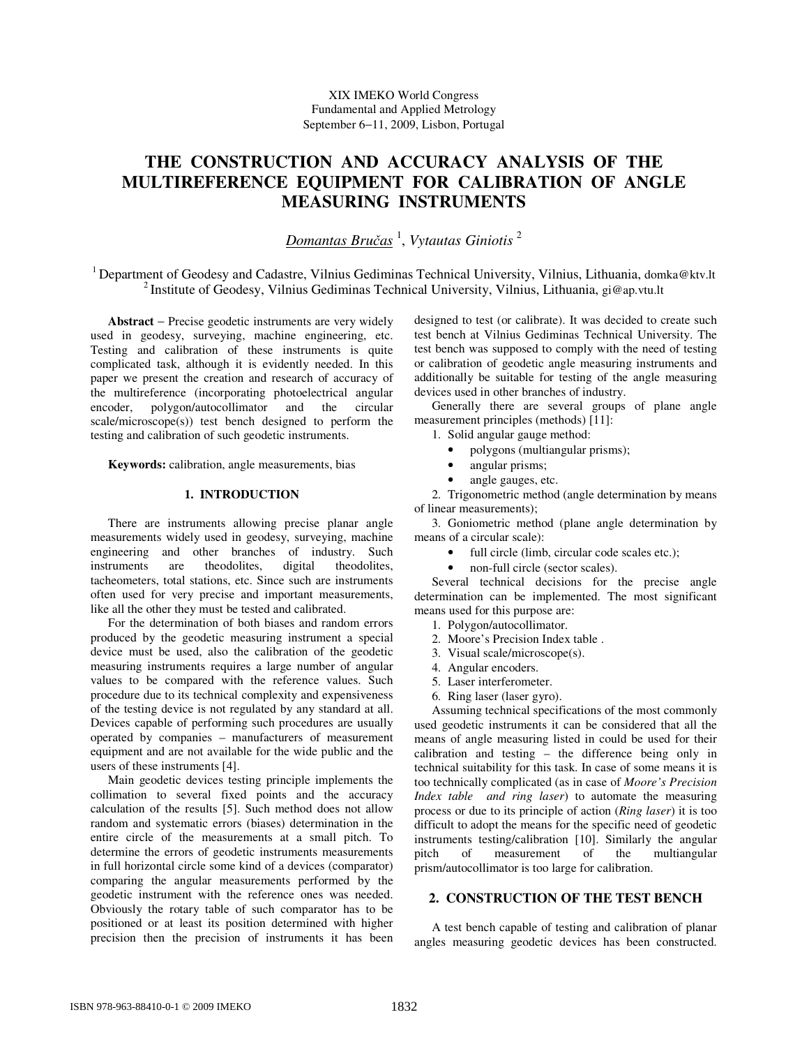XIX IMEKO World Congress
Fundamental and Applied Metrology
September 6−11, 2009, Lisbon, Portugal

# THE CONSTRUCTION AND ACCURACY ANALYSIS OF THE MULTIREFERENCE EQUIPMENT FOR CALIBRATION OF ANGLE MEASURING INSTRUMENTS

*Domantas Bručas* [1], *Vytautas Giniotis* [2]

[1] Department of Geodesy and Cadastre, Vilnius Gediminas Technical University, Vilnius, Lithuania, domka@ktv.lt
[2] Institute of Geodesy, Vilnius Gediminas Technical University, Vilnius, Lithuania, gi@ap.vtu.lt

**Abstract** − Precise geodetic instruments are very widely used in geodesy, surveying, machine engineering, etc. Testing and calibration of these instruments is quite complicated task, although it is evidently needed. In this paper we present the creation and research of accuracy of the multireference (incorporating photoelectrical angular encoder, polygon/autocollimator and the circular scale/microscope(s)) test bench designed to perform the testing and calibration of such geodetic instruments.

**Keywords:** calibration, angle measurements, bias

## 1. INTRODUCTION

There are instruments allowing precise planar angle measurements widely used in geodesy, surveying, machine engineering and other branches of industry. Such instruments are theodolites, digital theodolites, tacheometers, total stations, etc. Since such are instruments often used for very precise and important measurements, like all the other they must be tested and calibrated.

For the determination of both biases and random errors produced by the geodetic measuring instrument a special device must be used, also the calibration of the geodetic measuring instruments requires a large number of angular values to be compared with the reference values. Such procedure due to its technical complexity and expensiveness of the testing device is not regulated by any standard at all. Devices capable of performing such procedures are usually operated by companies – manufacturers of measurement equipment and are not available for the wide public and the users of these instruments [4].

Main geodetic devices testing principle implements the collimation to several fixed points and the accuracy calculation of the results [5]. Such method does not allow random and systematic errors (biases) determination in the entire circle of the measurements at a small pitch. To determine the errors of geodetic instruments measurements in full horizontal circle some kind of a devices (comparator) comparing the angular measurements performed by the geodetic instrument with the reference ones was needed. Obviously the rotary table of such comparator has to be positioned or at least its position determined with higher precision then the precision of instruments it has been designed to test (or calibrate). It was decided to create such test bench at Vilnius Gediminas Technical University. The test bench was supposed to comply with the need of testing or calibration of geodetic angle measuring instruments and additionally be suitable for testing of the angle measuring devices used in other branches of industry.

Generally there are several groups of plane angle measurement principles (methods) [11]:

1. Solid angular gauge method:
   - polygons (multiangular prisms);
   - angular prisms;
   - angle gauges, etc.
2. Trigonometric method (angle determination by means of linear measurements);
3. Goniometric method (plane angle determination by means of a circular scale):
   - full circle (limb, circular code scales etc.);
   - non-full circle (sector scales).

Several technical decisions for the precise angle determination can be implemented. The most significant means used for this purpose are:

1. Polygon/autocollimator.
2. Moore's Precision Index table .
3. Visual scale/microscope(s).
4. Angular encoders.
5. Laser interferometer.
6. Ring laser (laser gyro).

Assuming technical specifications of the most commonly used geodetic instruments it can be considered that all the means of angle measuring listed in could be used for their calibration and testing – the difference being only in technical suitability for this task. In case of some means it is too technically complicated (as in case of *Moore's Precision Index table and ring laser*) to automate the measuring process or due to its principle of action (*Ring laser*) it is too difficult to adopt the means for the specific need of geodetic instruments testing/calibration [10]. Similarly the angular pitch of measurement of the multiangular prism/autocollimator is too large for calibration.

## 2. CONSTRUCTION OF THE TEST BENCH

A test bench capable of testing and calibration of planar angles measuring geodetic devices has been constructed.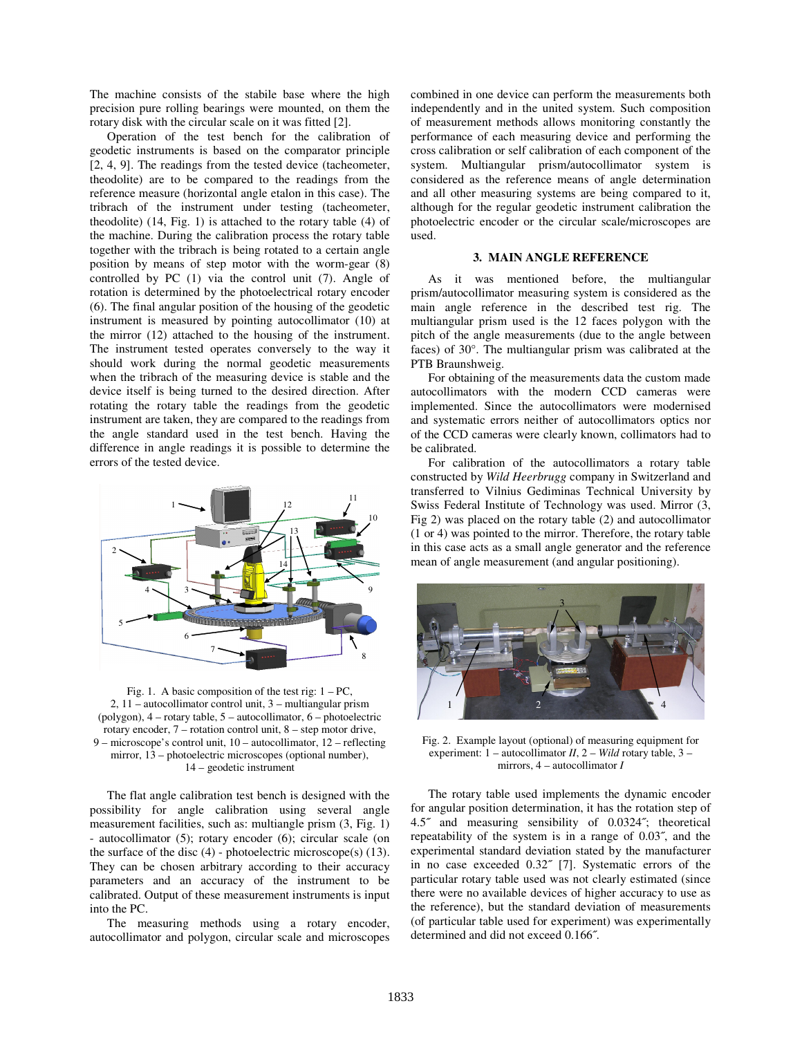The machine consists of the stabile base where the high precision pure rolling bearings were mounted, on them the rotary disk with the circular scale on it was fitted [2].

Operation of the test bench for the calibration of geodetic instruments is based on the comparator principle [2, 4, 9]. The readings from the tested device (tacheometer, theodolite) are to be compared to the readings from the reference measure (horizontal angle etalon in this case). The tribrach of the instrument under testing (tacheometer, theodolite) (14, Fig. 1) is attached to the rotary table (4) of the machine. During the calibration process the rotary table together with the tribrach is being rotated to a certain angle position by means of step motor with the worm-gear (8) controlled by PC (1) via the control unit (7). Angle of rotation is determined by the photoelectrical rotary encoder (6). The final angular position of the housing of the geodetic instrument is measured by pointing autocollimator (10) at the mirror (12) attached to the housing of the instrument. The instrument tested operates conversely to the way it should work during the normal geodetic measurements when the tribrach of the measuring device is stable and the device itself is being turned to the desired direction. After rotating the rotary table the readings from the geodetic instrument are taken, they are compared to the readings from the angle standard used in the test bench. Having the difference in angle readings it is possible to determine the errors of the tested device.

Fig. 1. A basic composition of the test rig: 1 – PC, 2, 11 – autocollimator control unit, 3 – multiangular prism (polygon), 4 – rotary table, 5 – autocollimator, 6 – photoelectric rotary encoder, 7 – rotation control unit, 8 – step motor drive, 9 – microscope's control unit, 10 – autocollimator, 12 – reflecting mirror, 13 – photoelectric microscopes (optional number), 14 – geodetic instrument

The flat angle calibration test bench is designed with the possibility for angle calibration using several angle measurement facilities, such as: multiangle prism (3, Fig. 1) - autocollimator (5); rotary encoder (6); circular scale (on the surface of the disc (4) - photoelectric microscope(s) (13). They can be chosen arbitrary according to their accuracy parameters and an accuracy of the instrument to be calibrated. Output of these measurement instruments is input into the PC.

The measuring methods using a rotary encoder, autocollimator and polygon, circular scale and microscopes combined in one device can perform the measurements both independently and in the united system. Such composition of measurement methods allows monitoring constantly the performance of each measuring device and performing the cross calibration or self calibration of each component of the system. Multiangular prism/autocollimator system is considered as the reference means of angle determination and all other measuring systems are being compared to it, although for the regular geodetic instrument calibration the photoelectric encoder or the circular scale/microscopes are used.

## 3. MAIN ANGLE REFERENCE

As it was mentioned before, the multiangular prism/autocollimator measuring system is considered as the main angle reference in the described test rig. The multiangular prism used is the 12 faces polygon with the pitch of the angle measurements (due to the angle between faces) of 30°. The multiangular prism was calibrated at the PTB Braunshweig.

For obtaining of the measurements data the custom made autocollimators with the modern CCD cameras were implemented. Since the autocollimators were modernised and systematic errors neither of autocollimators optics nor of the CCD cameras were clearly known, collimators had to be calibrated.

For calibration of the autocollimators a rotary table constructed by *Wild Heerbrugg* company in Switzerland and transferred to Vilnius Gediminas Technical University by Swiss Federal Institute of Technology was used. Mirror (3, Fig 2) was placed on the rotary table (2) and autocollimator (1 or 4) was pointed to the mirror. Therefore, the rotary table in this case acts as a small angle generator and the reference mean of angle measurement (and angular positioning).

Fig. 2. Example layout (optional) of measuring equipment for experiment: 1 – autocollimator *II*, 2 – *Wild* rotary table, 3 – mirrors, 4 – autocollimator *I*

The rotary table used implements the dynamic encoder for angular position determination, it has the rotation step of 4.5″ and measuring sensibility of 0.0324″; theoretical repeatability of the system is in a range of 0.03″, and the experimental standard deviation stated by the manufacturer in no case exceeded 0.32″ [7]. Systematic errors of the particular rotary table used was not clearly estimated (since there were no available devices of higher accuracy to use as the reference), but the standard deviation of measurements (of particular table used for experiment) was experimentally determined and did not exceed 0.166″.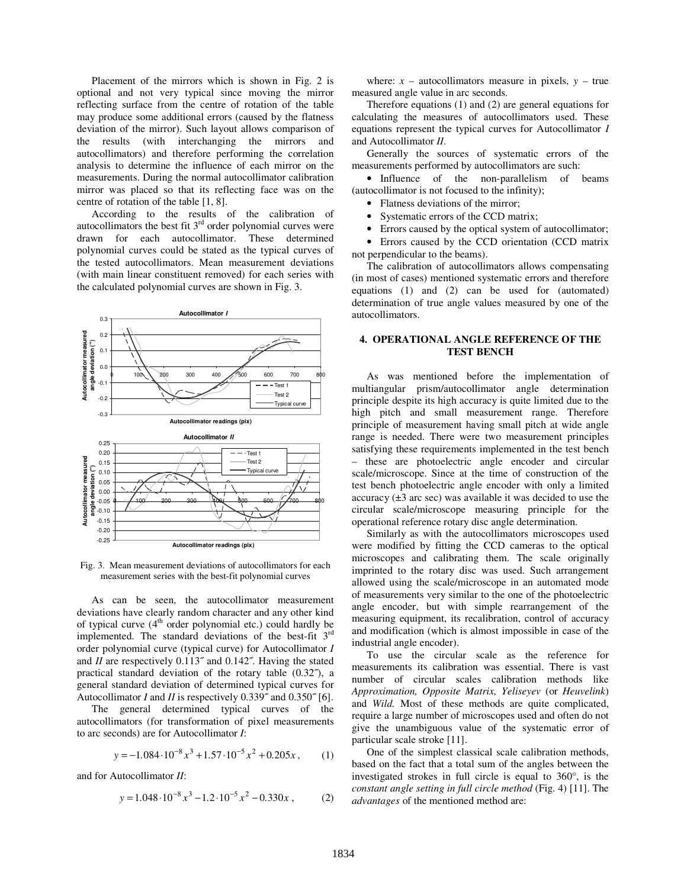Placement of the mirrors which is shown in Fig. 2 is optional and not very typical since moving the mirror reflecting surface from the centre of rotation of the table may produce some additional errors (caused by the flatness deviation of the mirror). Such layout allows comparison of the results (with interchanging the mirrors and autocollimators) and therefore performing the correlation analysis to determine the influence of each mirror on the measurements. During the normal autocollimator calibration mirror was placed so that its reflecting face was on the centre of rotation of the table [1, 8].

According to the results of the calibration of autocollimators the best fit 3rd order polynomial curves were drawn for each autocollimator. These determined polynomial curves could be stated as the typical curves of the tested autocollimators. Mean measurement deviations (with main linear constituent removed) for each series with the calculated polynomial curves are shown in Fig. 3.

Fig. 3. Mean measurement deviations of autocollimators for each measurement series with the best-fit polynomial curves

As can be seen, the autocollimator measurement deviations have clearly random character and any other kind of typical curve (4th order polynomial etc.) could hardly be implemented. The standard deviations of the best-fit 3rd order polynomial curve (typical curve) for Autocollimator *I* and *II* are respectively 0.113″ and 0.142″. Having the stated practical standard deviation of the rotary table (0.32″), a general standard deviation of determined typical curves for Autocollimator *I* and *II* is respectively 0.339″ and 0.350″ [6].

The general determined typical curves of the autocollimators (for transformation of pixel measurements to arc seconds) are for Autocollimator *I*:

$$y = -1.084 \cdot 10^{-8} x^3 + 1.57 \cdot 10^{-5} x^2 + 0.205x\,, \qquad (1)$$

and for Autocollimator *II*:

$$y = 1.048 \cdot 10^{-8} x^3 - 1.2 \cdot 10^{-5} x^2 - 0.330x\,, \qquad (2)$$

where: $x$ – autocollimators measure in pixels, $y$ – true measured angle value in arc seconds.

Therefore equations (1) and (2) are general equations for calculating the measures of autocollimators used. These equations represent the typical curves for Autocollimator *I* and Autocollimator *II*.

Generally the sources of systematic errors of the measurements performed by autocollimators are such:

- Influence of the non-parallelism of beams (autocollimator is not focused to the infinity);
- Flatness deviations of the mirror;
- Systematic errors of the CCD matrix;
- Errors caused by the optical system of autocollimator;
- Errors caused by the CCD orientation (CCD matrix not perpendicular to the beams).

The calibration of autocollimators allows compensating (in most of cases) mentioned systematic errors and therefore equations (1) and (2) can be used for (automated) determination of true angle values measured by one of the autocollimators.

## 4. OPERATIONAL ANGLE REFERENCE OF THE TEST BENCH

As was mentioned before the implementation of multiangular prism/autocollimator angle determination principle despite its high accuracy is quite limited due to the high pitch and small measurement range. Therefore principle of measurement having small pitch at wide angle range is needed. There were two measurement principles satisfying these requirements implemented in the test bench – these are photoelectric angle encoder and circular scale/microscope. Since at the time of construction of the test bench photoelectric angle encoder with only a limited accuracy (±3 arc sec) was available it was decided to use the circular scale/microscope measuring principle for the operational reference rotary disc angle determination.

Similarly as with the autocollimators microscopes used were modified by fitting the CCD cameras to the optical microscopes and calibrating them. The scale originally imprinted to the rotary disc was used. Such arrangement allowed using the scale/microscope in an automated mode of measurements very similar to the one of the photoelectric angle encoder, but with simple rearrangement of the measuring equipment, its recalibration, control of accuracy and modification (which is almost impossible in case of the industrial angle encoder).

To use the circular scale as the reference for measurements its calibration was essential. There is vast number of circular scales calibration methods like *Approximation, Opposite Matrix, Yeliseyev* (or *Heuvelink*) and *Wild.* Most of these methods are quite complicated, require a large number of microscopes used and often do not give the unambiguous value of the systematic error of particular scale stroke [11].

One of the simplest classical scale calibration methods, based on the fact that a total sum of the angles between the investigated strokes in full circle is equal to 360°, is the *constant angle setting in full circle method* (Fig. 4) [11]. The *advantages* of the mentioned method are: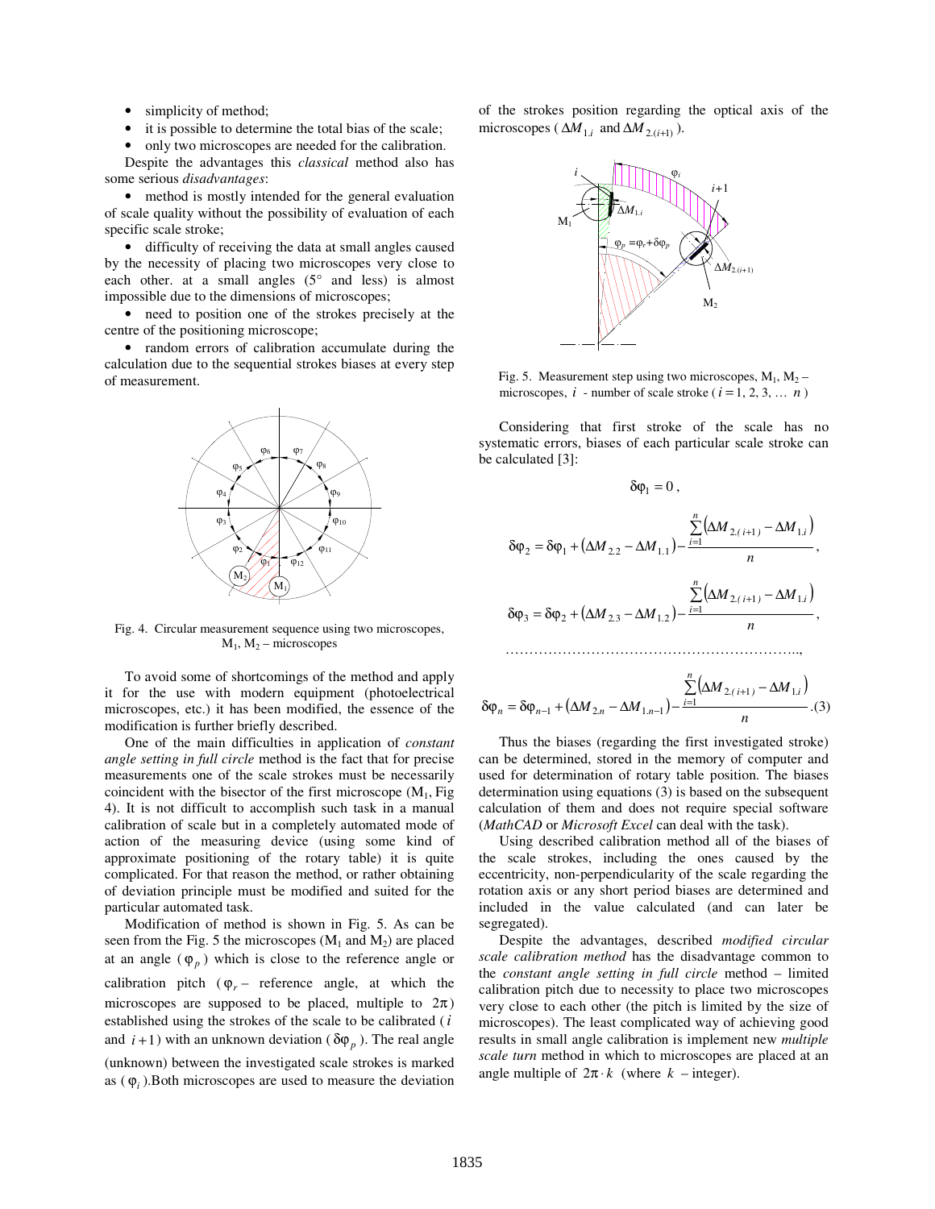- simplicity of method;
- it is possible to determine the total bias of the scale;
- only two microscopes are needed for the calibration.

Despite the advantages this *classical* method also has some serious *disadvantages*:

- method is mostly intended for the general evaluation of scale quality without the possibility of evaluation of each specific scale stroke;
- difficulty of receiving the data at small angles caused by the necessity of placing two microscopes very close to each other. at a small angles (5° and less) is almost impossible due to the dimensions of microscopes;
- need to position one of the strokes precisely at the centre of the positioning microscope;
- random errors of calibration accumulate during the calculation due to the sequential strokes biases at every step of measurement.

Fig. 4. Circular measurement sequence using two microscopes, $M_1$, $M_2$ – microscopes

To avoid some of shortcomings of the method and apply it for the use with modern equipment (photoelectrical microscopes, etc.) it has been modified, the essence of the modification is further briefly described.

One of the main difficulties in application of *constant angle setting in full circle* method is the fact that for precise measurements one of the scale strokes must be necessarily coincident with the bisector of the first microscope ($M_1$, Fig 4). It is not difficult to accomplish such task in a manual calibration of scale but in a completely automated mode of action of the measuring device (using some kind of approximate positioning of the rotary table) it is quite complicated. For that reason the method, or rather obtaining of deviation principle must be modified and suited for the particular automated task.

Modification of method is shown in Fig. 5. As can be seen from the Fig. 5 the microscopes ($M_1$ and $M_2$) are placed at an angle ($\varphi_p$) which is close to the reference angle or calibration pitch ($\varphi_r$ – reference angle, at which the microscopes are supposed to be placed, multiple to $2\pi$) established using the strokes of the scale to be calibrated ($i$ and $i+1$) with an unknown deviation ($\delta\varphi_p$). The real angle (unknown) between the investigated scale strokes is marked as ($\varphi_i$).Both microscopes are used to measure the deviation of the strokes position regarding the optical axis of the microscopes ($\Delta M_{1.i}$ and $\Delta M_{2.(i+1)}$).

Fig. 5. Measurement step using two microscopes, $M_1$, $M_2$ – microscopes, $i$ - number of scale stroke ($i = 1, 2, 3, \dots\ n$)

Considering that first stroke of the scale has no systematic errors, biases of each particular scale stroke can be calculated [3]:

$$\delta\varphi_1 = 0,$$

$$\delta\varphi_2 = \delta\varphi_1 + \left(\Delta M_{2.2} - \Delta M_{1.1}\right) - \frac{\sum_{i=1}^{n}\left(\Delta M_{2.(i+1)} - \Delta M_{1.i}\right)}{n},$$

$$\delta\varphi_3 = \delta\varphi_2 + \left(\Delta M_{2.3} - \Delta M_{1.2}\right) - \frac{\sum_{i=1}^{n}\left(\Delta M_{2.(i+1)} - \Delta M_{1.i}\right)}{n},$$

$$\dots\dots\dots\dots\dots\dots\dots\dots\dots\dots\dots\dots\dots\dots\dots\dots\dots\dots..,$$

$$\delta\varphi_n = \delta\varphi_{n-1} + \left(\Delta M_{2.n} - \Delta M_{1.n-1}\right) - \frac{\sum_{i=1}^{n}\left(\Delta M_{2.(i+1)} - \Delta M_{1.i}\right)}{n}. \quad (3)$$

Thus the biases (regarding the first investigated stroke) can be determined, stored in the memory of computer and used for determination of rotary table position. The biases determination using equations (3) is based on the subsequent calculation of them and does not require special software (*MathCAD* or *Microsoft Excel* can deal with the task).

Using described calibration method all of the biases of the scale strokes, including the ones caused by the eccentricity, non-perpendicularity of the scale regarding the rotation axis or any short period biases are determined and included in the value calculated (and can later be segregated).

Despite the advantages, described *modified circular scale calibration method* has the disadvantage common to the *constant angle setting in full circle* method – limited calibration pitch due to necessity to place two microscopes very close to each other (the pitch is limited by the size of microscopes). The least complicated way of achieving good results in small angle calibration is implement new *multiple scale turn* method in which to microscopes are placed at an angle multiple of $2\pi \cdot k$ (where $k$ – integer).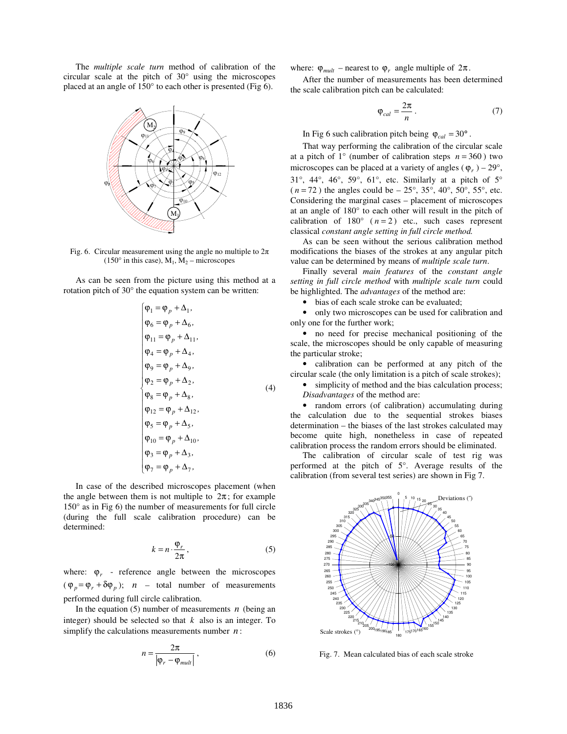The *multiple scale turn* method of calibration of the circular scale at the pitch of 30° using the microscopes placed at an angle of 150° to each other is presented (Fig 6).

Fig. 6. Circular measurement using the angle no multiple to $2\pi$ (150° in this case), $M_1$, $M_2$ – microscopes

As can be seen from the picture using this method at a rotation pitch of 30° the equation system can be written:

$$\begin{cases} \varphi_1 = \varphi_p + \Delta_1, \\ \varphi_6 = \varphi_p + \Delta_6, \\ \varphi_{11} = \varphi_p + \Delta_{11}, \\ \varphi_4 = \varphi_p + \Delta_4, \\ \varphi_9 = \varphi_p + \Delta_9, \\ \varphi_2 = \varphi_p + \Delta_2, \\ \varphi_8 = \varphi_p + \Delta_8, \\ \varphi_{12} = \varphi_p + \Delta_{12}, \\ \varphi_5 = \varphi_p + \Delta_5, \\ \varphi_{10} = \varphi_p + \Delta_{10}, \\ \varphi_3 = \varphi_p + \Delta_3, \\ \varphi_7 = \varphi_p + \Delta_7, \end{cases} \tag{4}$$

In case of the described microscopes placement (when the angle between them is not multiple to $2\pi$; for example 150° as in Fig 6) the number of measurements for full circle (during the full scale calibration procedure) can be determined:

$$k = n \cdot \frac{\varphi_r}{2\pi}, \tag{5}$$

where: $\varphi_r$ - reference angle between the microscopes ($\varphi_p = \varphi_r + \delta\varphi_p$); $n$ – total number of measurements performed during full circle calibration.

In the equation (5) number of measurements $n$ (being an integer) should be selected so that $k$ also is an integer. To simplify the calculations measurements number $n$:

$$n = \frac{2\pi}{|\varphi_r - \varphi_{mult}|}, \tag{6}$$

where: $\varphi_{mult}$ – nearest to $\varphi_r$ angle multiple of $2\pi$.

After the number of measurements has been determined the scale calibration pitch can be calculated:

$$\varphi_{cal} = \frac{2\pi}{n}. \tag{7}$$

In Fig 6 such calibration pitch being $\varphi_{cal} = 30°$.

That way performing the calibration of the circular scale at a pitch of 1° (number of calibration steps $n = 360$) two microscopes can be placed at a variety of angles ($\varphi_r$) – 29°, 31°, 44°, 46°, 59°, 61°, etc. Similarly at a pitch of 5° ($n = 72$) the angles could be – 25°, 35°, 40°, 50°, 55°, etc. Considering the marginal cases – placement of microscopes at an angle of 180° to each other will result in the pitch of calibration of 180° ($n = 2$) etc., such cases represent classical *constant angle setting in full circle method.*

As can be seen without the serious calibration method modifications the biases of the strokes at any angular pitch value can be determined by means of *multiple scale turn*.

Finally several *main features* of the *constant angle setting in full circle method* with *multiple scale turn* could be highlighted. The *advantages* of the method are:

- bias of each scale stroke can be evaluated;
- only two microscopes can be used for calibration and only one for the further work;
- no need for precise mechanical positioning of the scale, the microscopes should be only capable of measuring the particular stroke;
- calibration can be performed at any pitch of the circular scale (the only limitation is a pitch of scale strokes);
- simplicity of method and the bias calculation process;

*Disadvantages* of the method are:

- random errors (of calibration) accumulating during the calculation due to the sequential strokes biases determination – the biases of the last strokes calculated may become quite high, nonetheless in case of repeated calibration process the random errors should be eliminated.

The calibration of circular scale of test rig was performed at the pitch of 5°. Average results of the calibration (from several test series) are shown in Fig 7.

Fig. 7. Mean calculated bias of each scale stroke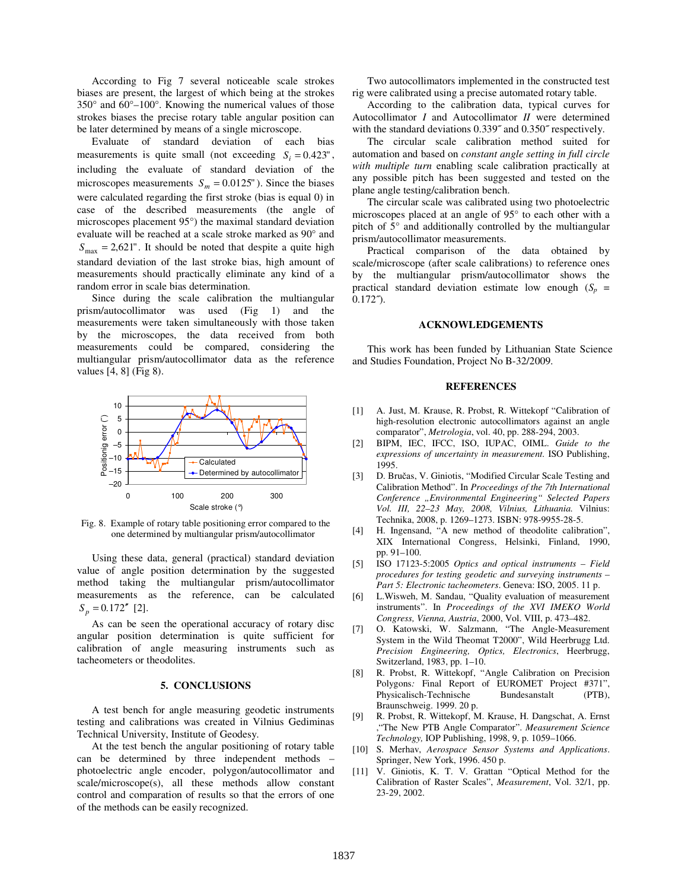According to Fig 7 several noticeable scale strokes biases are present, the largest of which being at the strokes 350° and 60°–100°. Knowing the numerical values of those strokes biases the precise rotary table angular position can be later determined by means of a single microscope.

Evaluate of standard deviation of each bias measurements is quite small (not exceeding $S_i = 0.423''$, including the evaluate of standard deviation of the microscopes measurements $S_m = 0.0125''$). Since the biases were calculated regarding the first stroke (bias is equal 0) in case of the described measurements (the angle of microscopes placement 95°) the maximal standard deviation evaluate will be reached at a scale stroke marked as 90° and $S_{\max} = 2{,}621''$. It should be noted that despite a quite high standard deviation of the last stroke bias, high amount of measurements should practically eliminate any kind of a random error in scale bias determination.

Since during the scale calibration the multiangular prism/autocollimator was used (Fig 1) and the measurements were taken simultaneously with those taken by the microscopes, the data received from both measurements could be compared, considering the multiangular prism/autocollimator data as the reference values [4, 8] (Fig 8).

Positioning error (˝)
10
5
0
−5
−10
−15
−20
0
100
200
300
Scale stroke (°)
Calculated
Determined by autocollimator

Fig. 8. Example of rotary table positioning error compared to the one determined by multiangular prism/autocollimator

Using these data, general (practical) standard deviation value of angle position determination by the suggested method taking the multiangular prism/autocollimator measurements as the reference, can be calculated $S_p = 0.172''$ [2].

As can be seen the operational accuracy of rotary disc angular position determination is quite sufficient for calibration of angle measuring instruments such as tacheometers or theodolites.

## 5. CONCLUSIONS

A test bench for angle measuring geodetic instruments testing and calibrations was created in Vilnius Gediminas Technical University, Institute of Geodesy.

At the test bench the angular positioning of rotary table can be determined by three independent methods – photoelectric angle encoder, polygon/autocollimator and scale/microscope(s), all these methods allow constant control and comparison of results so that the errors of one of the methods can be easily recognized.

Two autocollimators implemented in the constructed test rig were calibrated using a precise automated rotary table.

According to the calibration data, typical curves for Autocollimator *I* and Autocollimator *II* were determined with the standard deviations 0.339″ and 0.350″ respectively.

The circular scale calibration method suited for automation and based on *constant angle setting in full circle with multiple turn* enabling scale calibration practically at any possible pitch has been suggested and tested on the plane angle testing/calibration bench.

The circular scale was calibrated using two photoelectric microscopes placed at an angle of 95° to each other with a pitch of 5° and additionally controlled by the multiangular prism/autocollimator measurements.

Practical comparison of the data obtained by scale/microscope (after scale calibrations) to reference ones by the multiangular prism/autocollimator shows the practical standard deviation estimate low enough ($S_p$ = 0.172″).

## ACKNOWLEDGEMENTS

This work has been funded by Lithuanian State Science and Studies Foundation, Project No B-32/2009.

## REFERENCES

[1] A. Just, M. Krause, R. Probst, R. Wittekopf "Calibration of high-resolution electronic autocollimators against an angle comparator", *Metrologia*, vol. 40, pp. 288-294, 2003.

[2] BIPM, IEC, IFCC, ISO, IUPAC, OIML. *Guide to the expressions of uncertainty in measurement.* ISO Publishing, 1995.

[3] D. Bručas, V. Giniotis, "Modified Circular Scale Testing and Calibration Method". In *Proceedings of the 7th International Conference „Environmental Engineering" Selected Papers Vol. III, 22–23 May, 2008, Vilnius, Lithuania.* Vilnius: Technika, 2008, p. 1269–1273. ISBN: 978-9955-28-5.

[4] H. Ingensand, "A new method of theodolite calibration", XIX International Congress, Helsinki, Finland, 1990, pp. 91–100.

[5] ISO 17123-5:2005 *Optics and optical instruments – Field procedures for testing geodetic and surveying instruments – Part 5: Electronic tacheometers*. Geneva: ISO, 2005. 11 p.

[6] L.Wisweh, M. Sandau, "Quality evaluation of measurement instruments". In *Proceedings of the XVI IMEKO World Congress, Vienna, Austria*, 2000, Vol. VIII, p. 473–482.

[7] O. Katowski, W. Salzmann, "The Angle-Measurement System in the Wild Theomat T2000", Wild Heerbrugg Ltd. *Precision Engineering, Optics, Electronics*, Heerbrugg, Switzerland, 1983, pp. 1–10.

[8] R. Probst, R. Wittekopf, "Angle Calibration on Precision Polygons*:* Final Report of EUROMET Project #371", Physicalisch-Technische Bundesanstalt (PTB), Braunschweig. 1999. 20 p.

[9] R. Probst, R. Wittekopf, M. Krause, H. Dangschat, A. Ernst ,"The New PTB Angle Comparator". *Measurement Science Technology,* IOP Publishing, 1998, 9, p. 1059–1066.

[10] S. Merhav, *Aerospace Sensor Systems and Applications*. Springer, New York, 1996. 450 p.

[11] V. Giniotis, K. T. V. Grattan "Optical Method for the Calibration of Raster Scales", *Measurement*, Vol. 32/1, pp. 23-29, 2002.